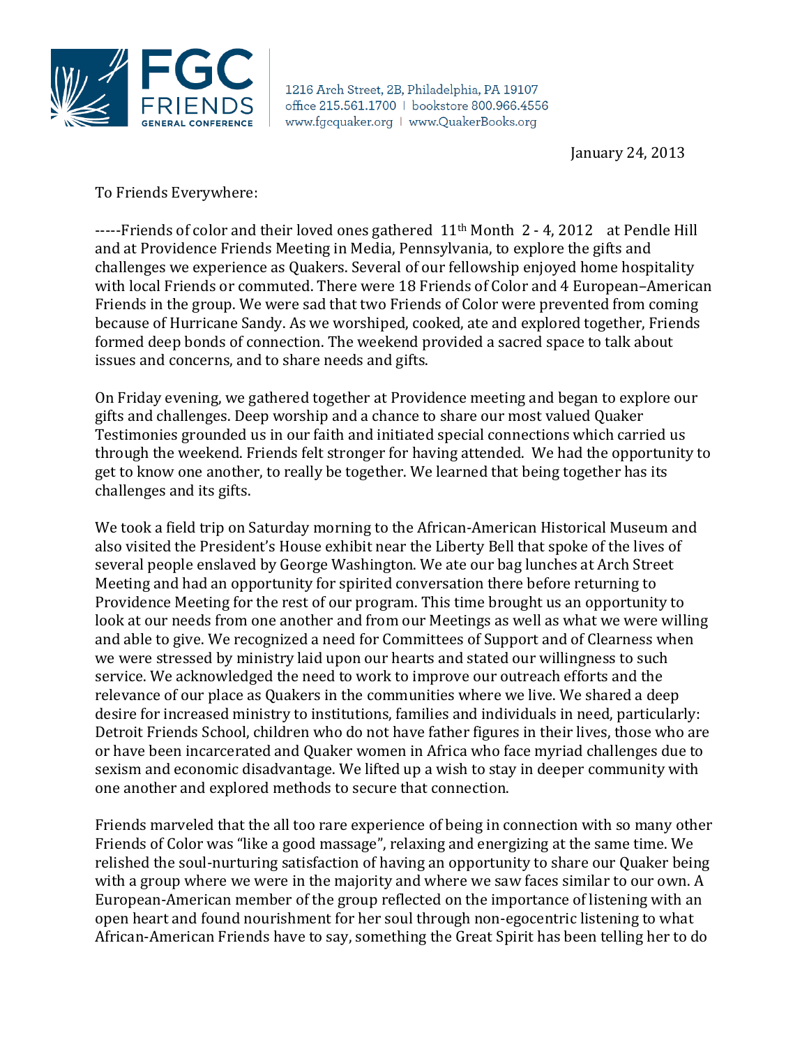FGC FRIENDS GENERAL CONFERENCE

1216 Arch Street, 2B, Philadelphia, PA 19107
office 215.561.1700 | bookstore 800.966.4556
www.fgcquaker.org | www.QuakerBooks.org

January 24, 2013

To Friends Everywhere:

-----Friends of color and their loved ones gathered 11th Month 2 - 4, 2012 at Pendle Hill and at Providence Friends Meeting in Media, Pennsylvania, to explore the gifts and challenges we experience as Quakers. Several of our fellowship enjoyed home hospitality with local Friends or commuted. There were 18 Friends of Color and 4 European–American Friends in the group. We were sad that two Friends of Color were prevented from coming because of Hurricane Sandy. As we worshiped, cooked, ate and explored together, Friends formed deep bonds of connection. The weekend provided a sacred space to talk about issues and concerns, and to share needs and gifts.

On Friday evening, we gathered together at Providence meeting and began to explore our gifts and challenges. Deep worship and a chance to share our most valued Quaker Testimonies grounded us in our faith and initiated special connections which carried us through the weekend. Friends felt stronger for having attended. We had the opportunity to get to know one another, to really be together. We learned that being together has its challenges and its gifts.

We took a field trip on Saturday morning to the African-American Historical Museum and also visited the President's House exhibit near the Liberty Bell that spoke of the lives of several people enslaved by George Washington. We ate our bag lunches at Arch Street Meeting and had an opportunity for spirited conversation there before returning to Providence Meeting for the rest of our program. This time brought us an opportunity to look at our needs from one another and from our Meetings as well as what we were willing and able to give. We recognized a need for Committees of Support and of Clearness when we were stressed by ministry laid upon our hearts and stated our willingness to such service. We acknowledged the need to work to improve our outreach efforts and the relevance of our place as Quakers in the communities where we live. We shared a deep desire for increased ministry to institutions, families and individuals in need, particularly: Detroit Friends School, children who do not have father figures in their lives, those who are or have been incarcerated and Quaker women in Africa who face myriad challenges due to sexism and economic disadvantage. We lifted up a wish to stay in deeper community with one another and explored methods to secure that connection.

Friends marveled that the all too rare experience of being in connection with so many other Friends of Color was "like a good massage", relaxing and energizing at the same time. We relished the soul-nurturing satisfaction of having an opportunity to share our Quaker being with a group where we were in the majority and where we saw faces similar to our own. A European-American member of the group reflected on the importance of listening with an open heart and found nourishment for her soul through non-egocentric listening to what African-American Friends have to say, something the Great Spirit has been telling her to do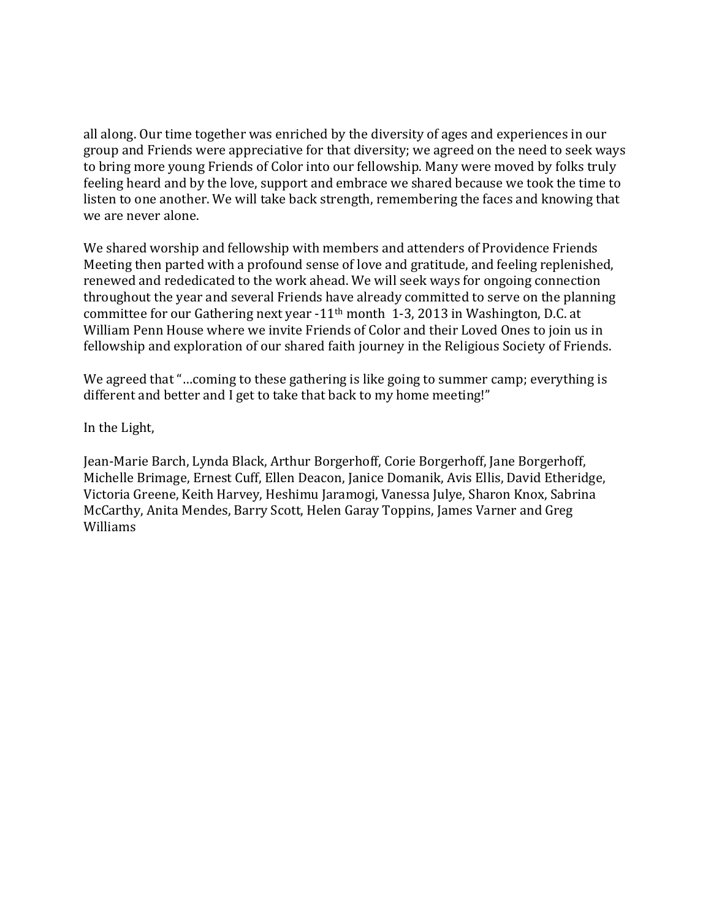all along. Our time together was enriched by the diversity of ages and experiences in our group and Friends were appreciative for that diversity; we agreed on the need to seek ways to bring more young Friends of Color into our fellowship. Many were moved by folks truly feeling heard and by the love, support and embrace we shared because we took the time to listen to one another. We will take back strength, remembering the faces and knowing that we are never alone.

We shared worship and fellowship with members and attenders of Providence Friends Meeting then parted with a profound sense of love and gratitude, and feeling replenished, renewed and rededicated to the work ahead. We will seek ways for ongoing connection throughout the year and several Friends have already committed to serve on the planning committee for our Gathering next year -11th month 1-3, 2013 in Washington, D.C. at William Penn House where we invite Friends of Color and their Loved Ones to join us in fellowship and exploration of our shared faith journey in the Religious Society of Friends.

We agreed that "…coming to these gathering is like going to summer camp; everything is different and better and I get to take that back to my home meeting!"

In the Light,

Jean-Marie Barch, Lynda Black, Arthur Borgerhoff, Corie Borgerhoff, Jane Borgerhoff, Michelle Brimage, Ernest Cuff, Ellen Deacon, Janice Domanik, Avis Ellis, David Etheridge, Victoria Greene, Keith Harvey, Heshimu Jaramogi, Vanessa Julye, Sharon Knox, Sabrina McCarthy, Anita Mendes, Barry Scott, Helen Garay Toppins, James Varner and Greg Williams